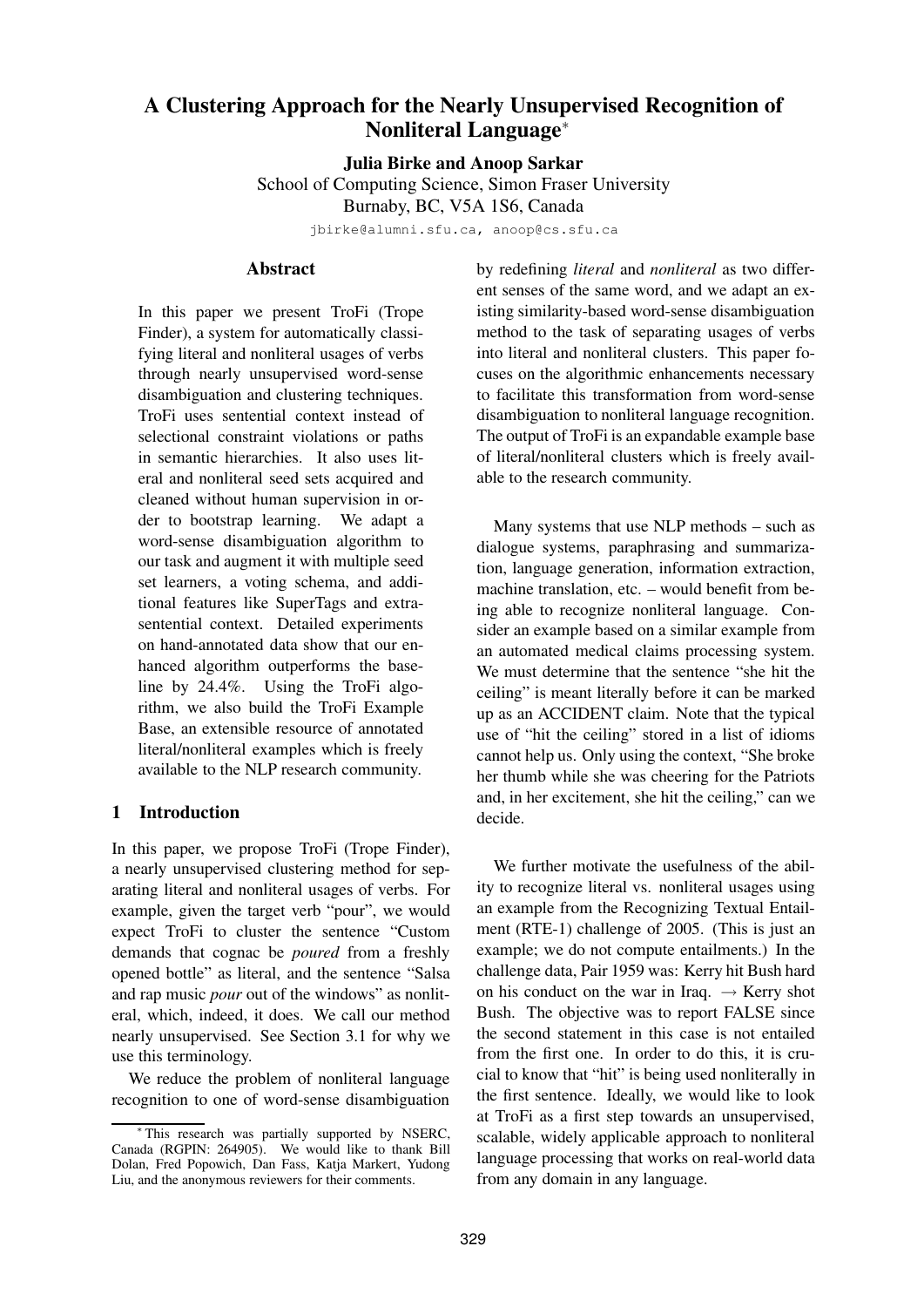# A Clustering Approach for the Nearly Unsupervised Recognition of Nonliteral Language*

**Julia Birke and Anoop Sarkar**

School of Computing Science, Simon Fraser University
Burnaby, BC, V5A 1S6, Canada

jbirke@alumni.sfu.ca, anoop@cs.sfu.ca

## Abstract

In this paper we present TroFi (Trope Finder), a system for automatically classifying literal and nonliteral usages of verbs through nearly unsupervised word-sense disambiguation and clustering techniques. TroFi uses sentential context instead of selectional constraint violations or paths in semantic hierarchies. It also uses literal and nonliteral seed sets acquired and cleaned without human supervision in order to bootstrap learning. We adapt a word-sense disambiguation algorithm to our task and augment it with multiple seed set learners, a voting schema, and additional features like SuperTags and extra-sentential context. Detailed experiments on hand-annotated data show that our enhanced algorithm outperforms the baseline by 24.4%. Using the TroFi algorithm, we also build the TroFi Example Base, an extensible resource of annotated literal/nonliteral examples which is freely available to the NLP research community.

## 1 Introduction

In this paper, we propose TroFi (Trope Finder), a nearly unsupervised clustering method for separating literal and nonliteral usages of verbs. For example, given the target verb "pour", we would expect TroFi to cluster the sentence "Custom demands that cognac be *poured* from a freshly opened bottle" as literal, and the sentence "Salsa and rap music *pour* out of the windows" as nonliteral, which, indeed, it does. We call our method nearly unsupervised. See Section 3.1 for why we use this terminology.

We reduce the problem of nonliteral language recognition to one of word-sense disambiguation by redefining *literal* and *nonliteral* as two different senses of the same word, and we adapt an existing similarity-based word-sense disambiguation method to the task of separating usages of verbs into literal and nonliteral clusters. This paper focuses on the algorithmic enhancements necessary to facilitate this transformation from word-sense disambiguation to nonliteral language recognition. The output of TroFi is an expandable example base of literal/nonliteral clusters which is freely available to the research community.

Many systems that use NLP methods – such as dialogue systems, paraphrasing and summarization, language generation, information extraction, machine translation, etc. – would benefit from being able to recognize nonliteral language. Consider an example based on a similar example from an automated medical claims processing system. We must determine that the sentence "she hit the ceiling" is meant literally before it can be marked up as an ACCIDENT claim. Note that the typical use of "hit the ceiling" stored in a list of idioms cannot help us. Only using the context, "She broke her thumb while she was cheering for the Patriots and, in her excitement, she hit the ceiling," can we decide.

We further motivate the usefulness of the ability to recognize literal vs. nonliteral usages using an example from the Recognizing Textual Entailment (RTE-1) challenge of 2005. (This is just an example; we do not compute entailments.) In the challenge data, Pair 1959 was: Kerry hit Bush hard on his conduct on the war in Iraq. → Kerry shot Bush. The objective was to report FALSE since the second statement in this case is not entailed from the first one. In order to do this, it is crucial to know that "hit" is being used nonliterally in the first sentence. Ideally, we would like to look at TroFi as a first step towards an unsupervised, scalable, widely applicable approach to nonliteral language processing that works on real-world data from any domain in any language.

*This research was partially supported by NSERC, Canada (RGPIN: 264905). We would like to thank Bill Dolan, Fred Popowich, Dan Fass, Katja Markert, Yudong Liu, and the anonymous reviewers for their comments.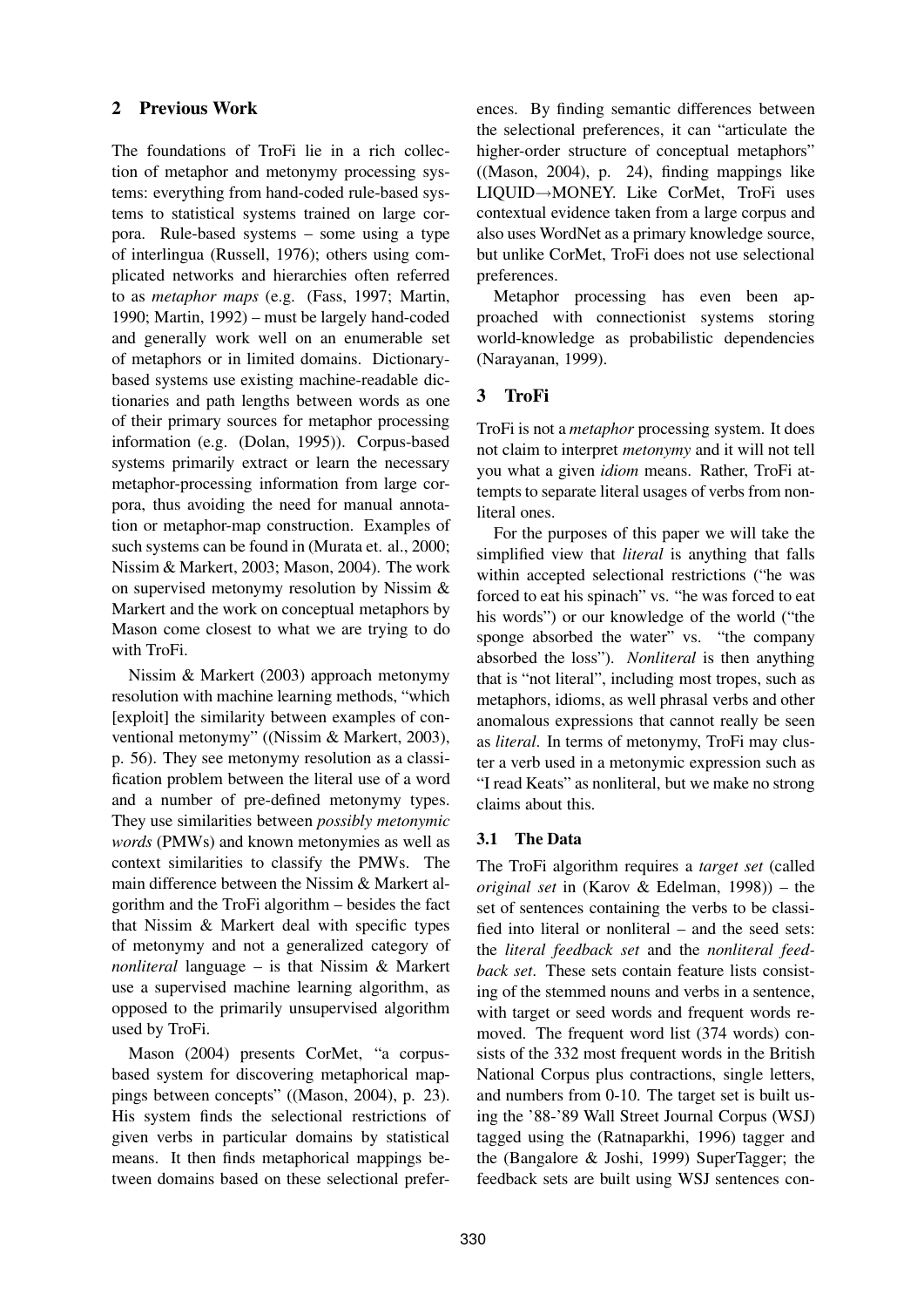## 2 Previous Work

The foundations of TroFi lie in a rich collection of metaphor and metonymy processing systems: everything from hand-coded rule-based systems to statistical systems trained on large corpora. Rule-based systems – some using a type of interlingua (Russell, 1976); others using complicated networks and hierarchies often referred to as *metaphor maps* (e.g. (Fass, 1997; Martin, 1990; Martin, 1992) – must be largely hand-coded and generally work well on an enumerable set of metaphors or in limited domains. Dictionary-based systems use existing machine-readable dictionaries and path lengths between words as one of their primary sources for metaphor processing information (e.g. (Dolan, 1995)). Corpus-based systems primarily extract or learn the necessary metaphor-processing information from large corpora, thus avoiding the need for manual annotation or metaphor-map construction. Examples of such systems can be found in (Murata et. al., 2000; Nissim & Markert, 2003; Mason, 2004). The work on supervised metonymy resolution by Nissim & Markert and the work on conceptual metaphors by Mason come closest to what we are trying to do with TroFi.

Nissim & Markert (2003) approach metonymy resolution with machine learning methods, "which [exploit] the similarity between examples of conventional metonymy" ((Nissim & Markert, 2003), p. 56). They see metonymy resolution as a classification problem between the literal use of a word and a number of pre-defined metonymy types. They use similarities between *possibly metonymic words* (PMWs) and known metonymies as well as context similarities to classify the PMWs. The main difference between the Nissim & Markert algorithm and the TroFi algorithm – besides the fact that Nissim & Markert deal with specific types of metonymy and not a generalized category of *nonliteral* language – is that Nissim & Markert use a supervised machine learning algorithm, as opposed to the primarily unsupervised algorithm used by TroFi.

Mason (2004) presents CorMet, "a corpus-based system for discovering metaphorical mappings between concepts" ((Mason, 2004), p. 23). His system finds the selectional restrictions of given verbs in particular domains by statistical means. It then finds metaphorical mappings between domains based on these selectional preferences. By finding semantic differences between the selectional preferences, it can "articulate the higher-order structure of conceptual metaphors" ((Mason, 2004), p. 24), finding mappings like LIQUID→MONEY. Like CorMet, TroFi uses contextual evidence taken from a large corpus and also uses WordNet as a primary knowledge source, but unlike CorMet, TroFi does not use selectional preferences.

Metaphor processing has even been approached with connectionist systems storing world-knowledge as probabilistic dependencies (Narayanan, 1999).

## 3 TroFi

TroFi is not a *metaphor* processing system. It does not claim to interpret *metonymy* and it will not tell you what a given *idiom* means. Rather, TroFi attempts to separate literal usages of verbs from nonliteral ones.

For the purposes of this paper we will take the simplified view that *literal* is anything that falls within accepted selectional restrictions ("he was forced to eat his spinach" vs. "he was forced to eat his words") or our knowledge of the world ("the sponge absorbed the water" vs. "the company absorbed the loss"). *Nonliteral* is then anything that is "not literal", including most tropes, such as metaphors, idioms, as well phrasal verbs and other anomalous expressions that cannot really be seen as *literal*. In terms of metonymy, TroFi may cluster a verb used in a metonymic expression such as "I read Keats" as nonliteral, but we make no strong claims about this.

### 3.1 The Data

The TroFi algorithm requires a *target set* (called *original set* in (Karov & Edelman, 1998)) – the set of sentences containing the verbs to be classified into literal or nonliteral – and the seed sets: the *literal feedback set* and the *nonliteral feedback set*. These sets contain feature lists consisting of the stemmed nouns and verbs in a sentence, with target or seed words and frequent words removed. The frequent word list (374 words) consists of the 332 most frequent words in the British National Corpus plus contractions, single letters, and numbers from 0-10. The target set is built using the '88-'89 Wall Street Journal Corpus (WSJ) tagged using the (Ratnaparkhi, 1996) tagger and the (Bangalore & Joshi, 1999) SuperTagger; the feedback sets are built using WSJ sentences con-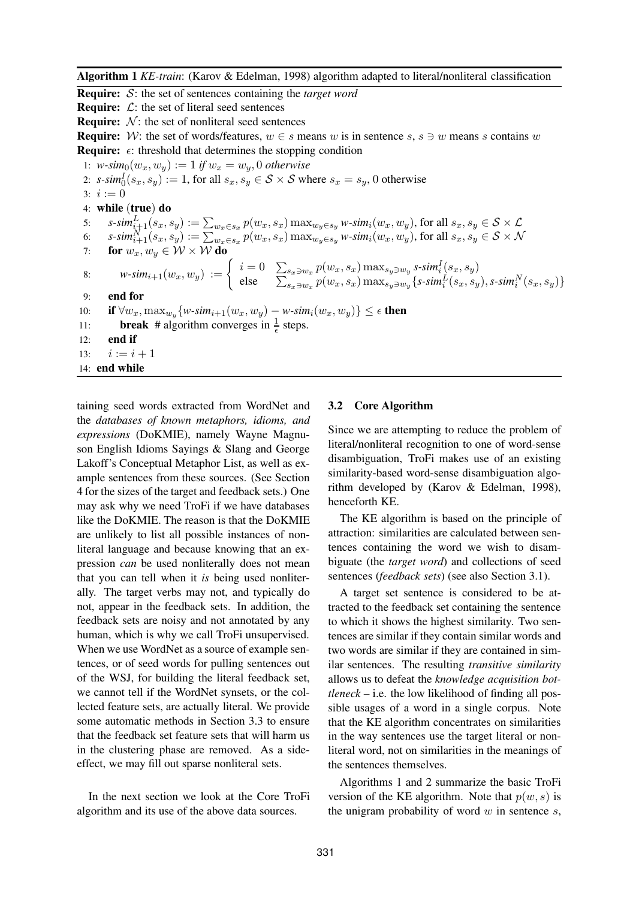**Algorithm 1** *KE-train*: (Karov & Edelman, 1998) algorithm adapted to literal/nonliteral classification

**Require:** $\mathcal{S}$: the set of sentences containing the *target word*
**Require:** $\mathcal{L}$: the set of literal seed sentences
**Require:** $\mathcal{N}$: the set of nonliteral seed sentences
**Require:** $\mathcal{W}$: the set of words/features, $w \in s$ means $w$ is in sentence $s$, $s \ni w$ means $s$ contains $w$
**Require:** $\epsilon$: threshold that determines the stopping condition

1: $\textit{w-sim}_0(w_x, w_y) := 1$ *if* $w_x = w_y, 0$ *otherwise*
2: $\textit{s-sim}^I_0(s_x, s_y) := 1$, for all $s_x, s_y \in \mathcal{S} \times \mathcal{S}$ where $s_x = s_y$, 0 otherwise
3: $i := 0$
4: **while** (**true**) **do**
5: $\quad \textit{s-sim}^L_{i+1}(s_x, s_y) := \sum_{w_x \in s_x} p(w_x, s_x) \max_{w_y \in s_y} \textit{w-sim}_i(w_x, w_y)$, for all $s_x, s_y \in \mathcal{S} \times \mathcal{L}$
6: $\quad \textit{s-sim}^N_{i+1}(s_x, s_y) := \sum_{w_x \in s_x} p(w_x, s_x) \max_{w_y \in s_y} \textit{w-sim}_i(w_x, w_y)$, for all $s_x, s_y \in \mathcal{S} \times \mathcal{N}$
7: $\quad$ **for** $w_x, w_y \in \mathcal{W} \times \mathcal{W}$ **do**
8: $$\textit{w-sim}_{i+1}(w_x, w_y) := \begin{cases} i = 0 & \sum_{s_x \ni w_x} p(w_x, s_x) \max_{s_y \ni w_y} \textit{s-sim}^I_i(s_x, s_y) \\ \text{else} & \sum_{s_x \ni w_x} p(w_x, s_x) \max_{s_y \ni w_y} \{\textit{s-sim}^L_i(s_x, s_y), \textit{s-sim}^N_i(s_x, s_y)\} \end{cases}$$
9: $\quad$ **end for**
10: $\quad$ **if** $\forall w_x, \max_{w_y}\{\textit{w-sim}_{i+1}(w_x, w_y) - \textit{w-sim}_i(w_x, w_y)\} \leq \epsilon$ **then**
11: $\quad\quad$ **break** # algorithm converges in $\frac{1}{\epsilon}$ steps.
12: $\quad$ **end if**
13: $\quad i := i + 1$
14: **end while**

taining seed words extracted from WordNet and the *databases of known metaphors, idioms, and expressions* (DoKMIE), namely Wayne Magnuson English Idioms Sayings & Slang and George Lakoff's Conceptual Metaphor List, as well as example sentences from these sources. (See Section 4 for the sizes of the target and feedback sets.) One may ask why we need TroFi if we have databases like the DoKMIE. The reason is that the DoKMIE are unlikely to list all possible instances of nonliteral language and because knowing that an expression *can* be used nonliterally does not mean that you can tell when it *is* being used nonliterally. The target verbs may not, and typically do not, appear in the feedback sets. In addition, the feedback sets are noisy and not annotated by any human, which is why we call TroFi unsupervised. When we use WordNet as a source of example sentences, or of seed words for pulling sentences out of the WSJ, for building the literal feedback set, we cannot tell if the WordNet synsets, or the collected feature sets, are actually literal. We provide some automatic methods in Section 3.3 to ensure that the feedback set feature sets that will harm us in the clustering phase are removed. As a side-effect, we may fill out sparse nonliteral sets.

In the next section we look at the Core TroFi algorithm and its use of the above data sources.

### 3.2 Core Algorithm

Since we are attempting to reduce the problem of literal/nonliteral recognition to one of word-sense disambiguation, TroFi makes use of an existing similarity-based word-sense disambiguation algorithm developed by (Karov & Edelman, 1998), henceforth KE.

The KE algorithm is based on the principle of attraction: similarities are calculated between sentences containing the word we wish to disambiguate (the *target word*) and collections of seed sentences (*feedback sets*) (see also Section 3.1).

A target set sentence is considered to be attracted to the feedback set containing the sentence to which it shows the highest similarity. Two sentences are similar if they contain similar words and two words are similar if they are contained in similar sentences. The resulting *transitive similarity* allows us to defeat the *knowledge acquisition bottleneck* – i.e. the low likelihood of finding all possible usages of a word in a single corpus. Note that the KE algorithm concentrates on similarities in the way sentences use the target literal or nonliteral word, not on similarities in the meanings of the sentences themselves.

Algorithms 1 and 2 summarize the basic TroFi version of the KE algorithm. Note that $p(w, s)$ is the unigram probability of word $w$ in sentence $s$,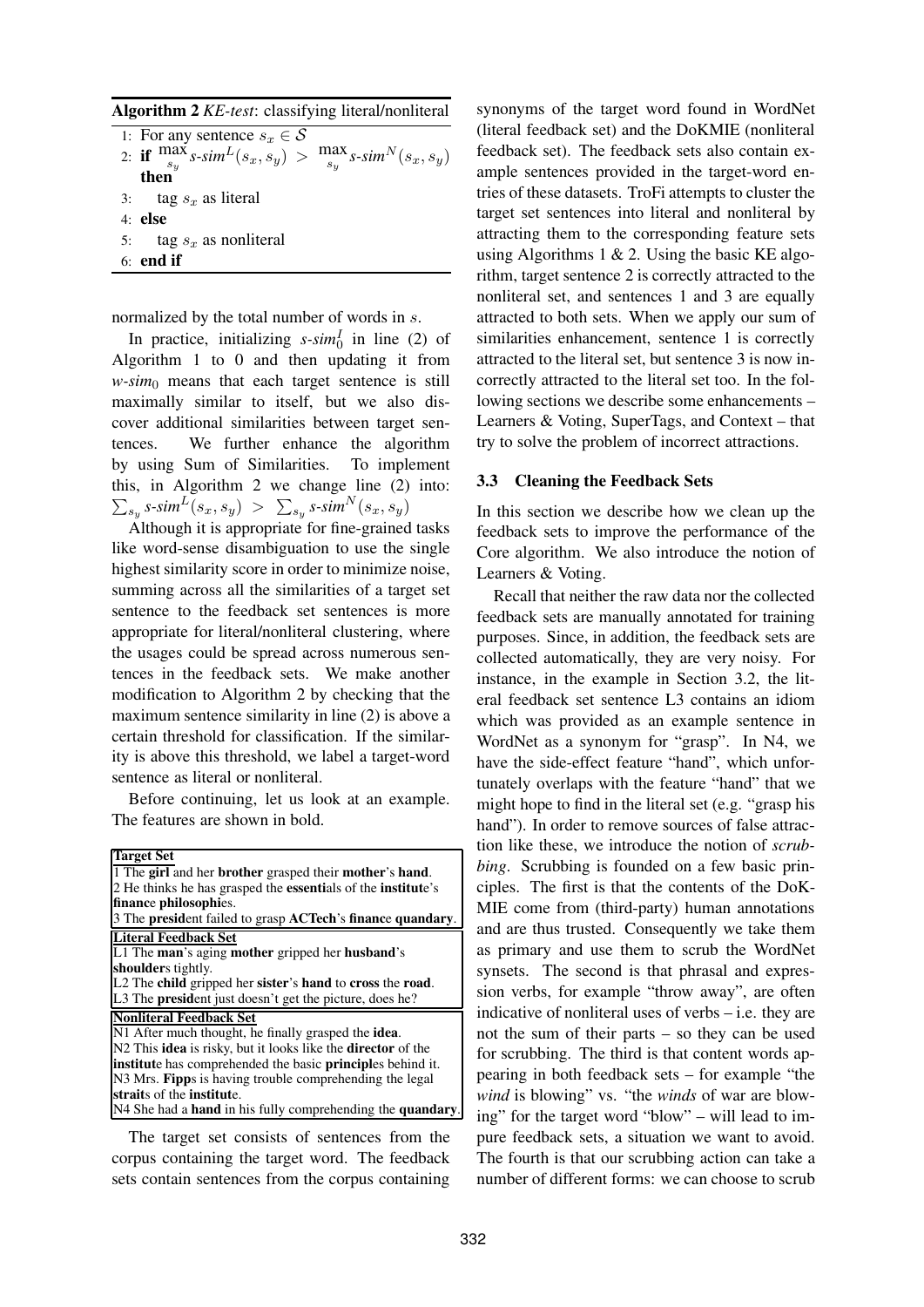**Algorithm 2** *KE-test*: classifying literal/nonliteral

```
1: For any sentence s_x ∈ S
2: if max_{s_y} s-sim^L(s_x, s_y) > max_{s_y} s-sim^N(s_x, s_y) then
3:     tag s_x as literal
4: else
5:     tag s_x as nonliteral
6: end if
```

normalized by the total number of words in $s$.

In practice, initializing $s\text{-}sim_0^I$ in line (2) of Algorithm 1 to 0 and then updating it from $w\text{-}sim_0$ means that each target sentence is still maximally similar to itself, but we also discover additional similarities between target sentences. We further enhance the algorithm by using Sum of Similarities. To implement this, in Algorithm 2 we change line (2) into: $\sum_{s_y} s\text{-}sim^L(s_x, s_y) > \sum_{s_y} s\text{-}sim^N(s_x, s_y)$

Although it is appropriate for fine-grained tasks like word-sense disambiguation to use the single highest similarity score in order to minimize noise, summing across all the similarities of a target set sentence to the feedback set sentences is more appropriate for literal/nonliteral clustering, where the usages could be spread across numerous sentences in the feedback sets. We make another modification to Algorithm 2 by checking that the maximum sentence similarity in line (2) is above a certain threshold for classification. If the similarity is above this threshold, we label a target-word sentence as literal or nonliteral.

Before continuing, let us look at an example. The features are shown in bold.

**Target Set**
1 The **girl** and her **brother** grasped their **mother**'s **hand**.
2 He thinks he has grasped the **essenti**als of the **institut**e's **financ**e **philosophi**es.
3 The **presid**ent failed to grasp **ACTech**'s **financ**e **quandary**.

**Literal Feedback Set**
L1 The **man**'s aging **mother** gripped her **husband**'s **shoulder**s tightly.
L2 The **child** gripped her **sister**'s **hand** to **cross** the **road**.
L3 The **presid**ent just doesn't get the picture, does he?

**Nonliteral Feedback Set**
N1 After much thought, he finally grasped the **idea**.
N2 This **idea** is risky, but it looks like the **director** of the **institut**e has comprehended the basic **principl**es behind it.
N3 Mrs. **Fipp**s is having trouble comprehending the legal **strait**s of the **institut**e.
N4 She had a **hand** in his fully comprehending the **quandary**.

The target set consists of sentences from the corpus containing the target word. The feedback sets contain sentences from the corpus containing synonyms of the target word found in WordNet (literal feedback set) and the DoKMIE (nonliteral feedback set). The feedback sets also contain example sentences provided in the target-word entries of these datasets. TroFi attempts to cluster the target set sentences into literal and nonliteral by attracting them to the corresponding feature sets using Algorithms 1 & 2. Using the basic KE algorithm, target sentence 2 is correctly attracted to the nonliteral set, and sentences 1 and 3 are equally attracted to both sets. When we apply our sum of similarities enhancement, sentence 1 is correctly attracted to the literal set, but sentence 3 is now incorrectly attracted to the literal set too. In the following sections we describe some enhancements – Learners & Voting, SuperTags, and Context – that try to solve the problem of incorrect attractions.

### 3.3 Cleaning the Feedback Sets

In this section we describe how we clean up the feedback sets to improve the performance of the Core algorithm. We also introduce the notion of Learners & Voting.

Recall that neither the raw data nor the collected feedback sets are manually annotated for training purposes. Since, in addition, the feedback sets are collected automatically, they are very noisy. For instance, in the example in Section 3.2, the literal feedback set sentence L3 contains an idiom which was provided as an example sentence in WordNet as a synonym for "grasp". In N4, we have the side-effect feature "hand", which unfortunately overlaps with the feature "hand" that we might hope to find in the literal set (e.g. "grasp his hand"). In order to remove sources of false attraction like these, we introduce the notion of *scrubbing*. Scrubbing is founded on a few basic principles. The first is that the contents of the DoKMIE come from (third-party) human annotations and are thus trusted. Consequently we take them as primary and use them to scrub the WordNet synsets. The second is that phrasal and expression verbs, for example "throw away", are often indicative of nonliteral uses of verbs – i.e. they are not the sum of their parts – so they can be used for scrubbing. The third is that content words appearing in both feedback sets – for example "the *wind* is blowing" vs. "the *winds* of war are blowing" for the target word "blow" – will lead to impure feedback sets, a situation we want to avoid. The fourth is that our scrubbing action can take a number of different forms: we can choose to scrub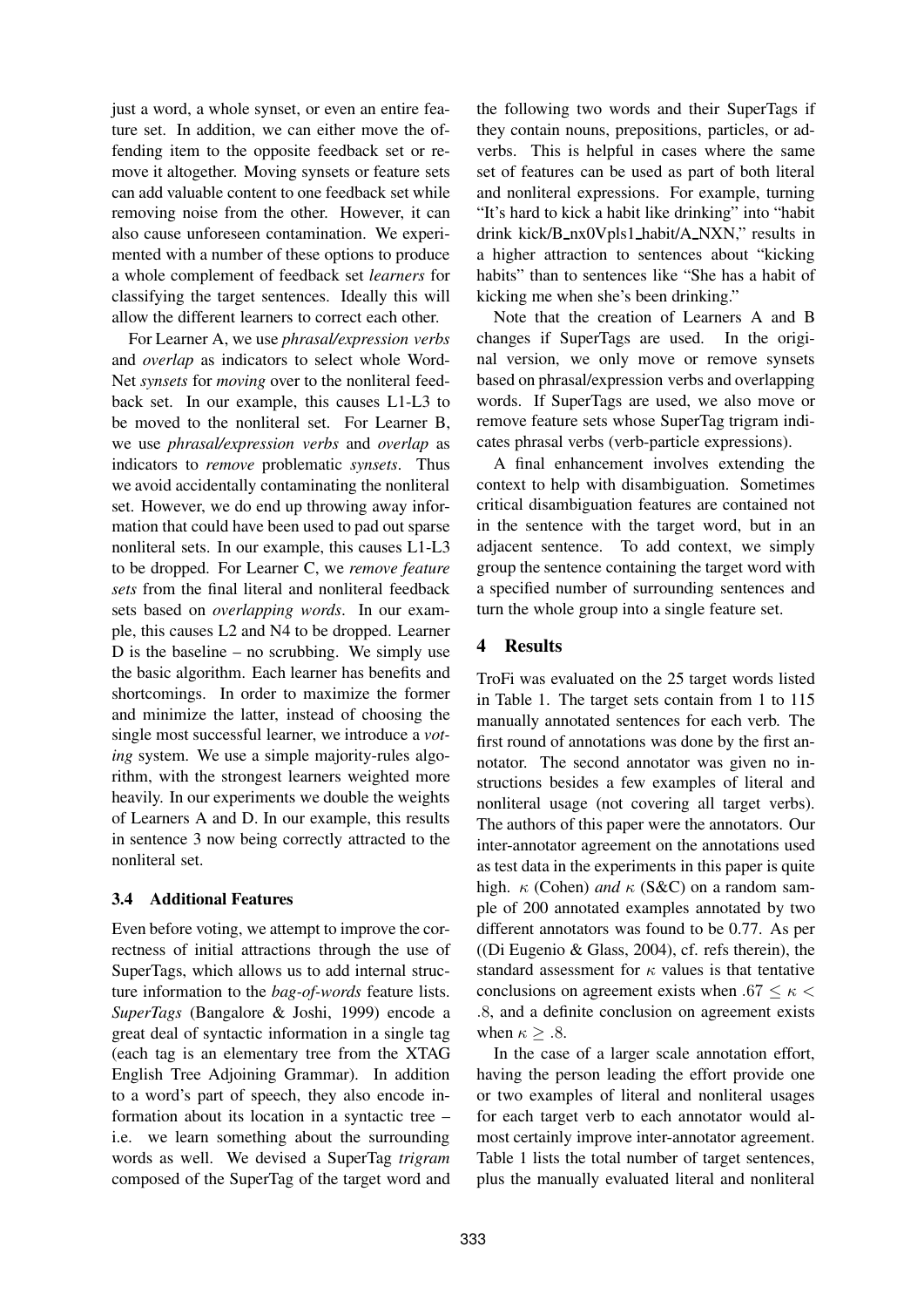just a word, a whole synset, or even an entire feature set. In addition, we can either move the offending item to the opposite feedback set or remove it altogether. Moving synsets or feature sets can add valuable content to one feedback set while removing noise from the other. However, it can also cause unforeseen contamination. We experimented with a number of these options to produce a whole complement of feedback set *learners* for classifying the target sentences. Ideally this will allow the different learners to correct each other.

For Learner A, we use *phrasal/expression verbs* and *overlap* as indicators to select whole WordNet *synsets* for *moving* over to the nonliteral feedback set. In our example, this causes L1-L3 to be moved to the nonliteral set. For Learner B, we use *phrasal/expression verbs* and *overlap* as indicators to *remove* problematic *synsets*. Thus we avoid accidentally contaminating the nonliteral set. However, we do end up throwing away information that could have been used to pad out sparse nonliteral sets. In our example, this causes L1-L3 to be dropped. For Learner C, we *remove feature sets* from the final literal and nonliteral feedback sets based on *overlapping words*. In our example, this causes L2 and N4 to be dropped. Learner D is the baseline – no scrubbing. We simply use the basic algorithm. Each learner has benefits and shortcomings. In order to maximize the former and minimize the latter, instead of choosing the single most successful learner, we introduce a *voting* system. We use a simple majority-rules algorithm, with the strongest learners weighted more heavily. In our experiments we double the weights of Learners A and D. In our example, this results in sentence 3 now being correctly attracted to the nonliteral set.

### 3.4 Additional Features

Even before voting, we attempt to improve the correctness of initial attractions through the use of SuperTags, which allows us to add internal structure information to the *bag-of-words* feature lists. *SuperTags* (Bangalore & Joshi, 1999) encode a great deal of syntactic information in a single tag (each tag is an elementary tree from the XTAG English Tree Adjoining Grammar). In addition to a word's part of speech, they also encode information about its location in a syntactic tree – i.e. we learn something about the surrounding words as well. We devised a SuperTag *trigram* composed of the SuperTag of the target word and the following two words and their SuperTags if they contain nouns, prepositions, particles, or adverbs. This is helpful in cases where the same set of features can be used as part of both literal and nonliteral expressions. For example, turning "It's hard to kick a habit like drinking" into "habit drink kick/B_nx0Vpls1_habit/A_NXN," results in a higher attraction to sentences about "kicking habits" than to sentences like "She has a habit of kicking me when she's been drinking."

Note that the creation of Learners A and B changes if SuperTags are used. In the original version, we only move or remove synsets based on phrasal/expression verbs and overlapping words. If SuperTags are used, we also move or remove feature sets whose SuperTag trigram indicates phrasal verbs (verb-particle expressions).

A final enhancement involves extending the context to help with disambiguation. Sometimes critical disambiguation features are contained not in the sentence with the target word, but in an adjacent sentence. To add context, we simply group the sentence containing the target word with a specified number of surrounding sentences and turn the whole group into a single feature set.

## 4 Results

TroFi was evaluated on the 25 target words listed in Table 1. The target sets contain from 1 to 115 manually annotated sentences for each verb. The first round of annotations was done by the first annotator. The second annotator was given no instructions besides a few examples of literal and nonliteral usage (not covering all target verbs). The authors of this paper were the annotators. Our inter-annotator agreement on the annotations used as test data in the experiments in this paper is quite high. $\kappa$ (Cohen) *and* $\kappa$ (S&C) on a random sample of 200 annotated examples annotated by two different annotators was found to be 0.77. As per ((Di Eugenio & Glass, 2004), cf. refs therein), the standard assessment for $\kappa$ values is that tentative conclusions on agreement exists when $.67 \leq \kappa < .8$, and a definite conclusion on agreement exists when $\kappa \geq .8$.

In the case of a larger scale annotation effort, having the person leading the effort provide one or two examples of literal and nonliteral usages for each target verb to each annotator would almost certainly improve inter-annotator agreement. Table 1 lists the total number of target sentences, plus the manually evaluated literal and nonliteral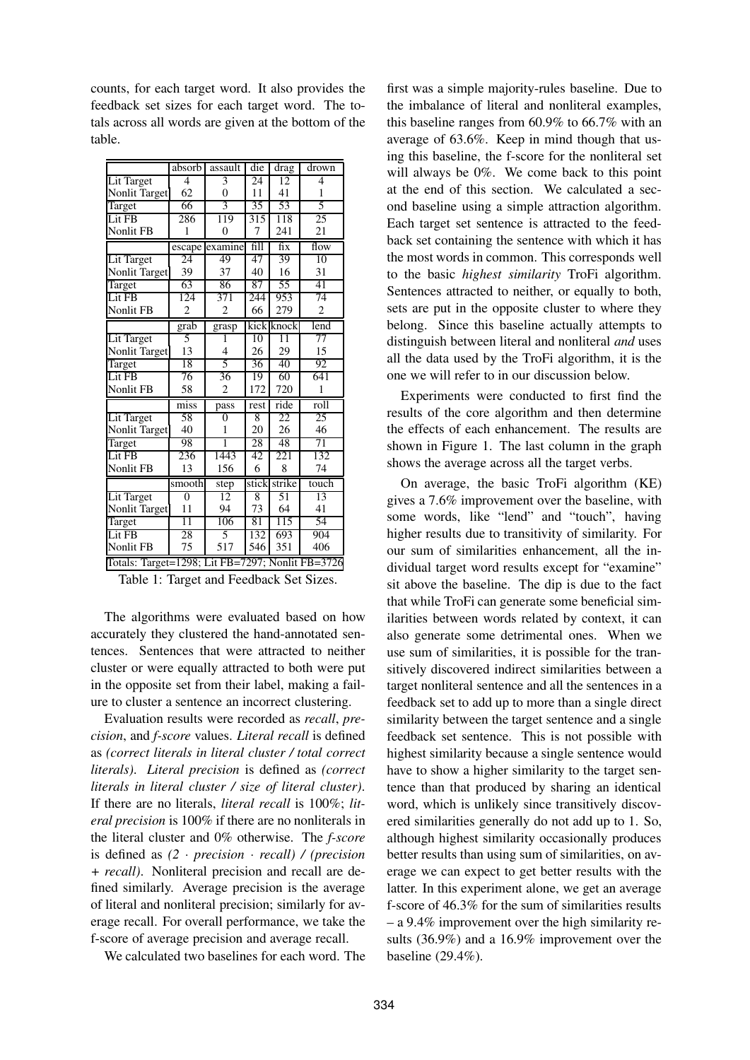counts, for each target word. It also provides the feedback set sizes for each target word. The totals across all words are given at the bottom of the table.

| | absorb | assault | die | drag | drown |
|---|---|---|---|---|---|
| Lit Target | 4 | 3 | 24 | 12 | 4 |
| Nonlit Target | 62 | 0 | 11 | 41 | 1 |
| Target | 66 | 3 | 35 | 53 | 5 |
| Lit FB | 286 | 119 | 315 | 118 | 25 |
| Nonlit FB | 1 | 0 | 7 | 241 | 21 |
| | **escape** | **examine** | **fill** | **fix** | **flow** |
| Lit Target | 24 | 49 | 47 | 39 | 10 |
| Nonlit Target | 39 | 37 | 40 | 16 | 31 |
| Target | 63 | 86 | 87 | 55 | 41 |
| Lit FB | 124 | 371 | 244 | 953 | 74 |
| Nonlit FB | 2 | 2 | 66 | 279 | 2 |
| | **grab** | **grasp** | **kick** | **knock** | **lend** |
| Lit Target | 5 | 1 | 10 | 11 | 77 |
| Nonlit Target | 13 | 4 | 26 | 29 | 15 |
| Target | 18 | 5 | 36 | 40 | 92 |
| Lit FB | 76 | 36 | 19 | 60 | 641 |
| Nonlit FB | 58 | 2 | 172 | 720 | 1 |
| | **miss** | **pass** | **rest** | **ride** | **roll** |
| Lit Target | 58 | 0 | 8 | 22 | 25 |
| Nonlit Target | 40 | 1 | 20 | 26 | 46 |
| Target | 98 | 1 | 28 | 48 | 71 |
| Lit FB | 236 | 1443 | 42 | 221 | 132 |
| Nonlit FB | 13 | 156 | 6 | 8 | 74 |
| | **smooth** | **step** | **stick** | **strike** | **touch** |
| Lit Target | 0 | 12 | 8 | 51 | 13 |
| Nonlit Target | 11 | 94 | 73 | 64 | 41 |
| Target | 11 | 106 | 81 | 115 | 54 |
| Lit FB | 28 | 5 | 132 | 693 | 904 |
| Nonlit FB | 75 | 517 | 546 | 351 | 406 |
| Totals: Target=1298; Lit FB=7297; Nonlit FB=3726 | | | | | |

Table 1: Target and Feedback Set Sizes.

The algorithms were evaluated based on how accurately they clustered the hand-annotated sentences. Sentences that were attracted to neither cluster or were equally attracted to both were put in the opposite set from their label, making a failure to cluster a sentence an incorrect clustering.

Evaluation results were recorded as *recall*, *precision*, and *f-score* values. *Literal recall* is defined as *(correct literals in literal cluster / total correct literals)*. *Literal precision* is defined as *(correct literals in literal cluster / size of literal cluster)*. If there are no literals, *literal recall* is 100%; *literal precision* is 100% if there are no nonliterals in the literal cluster and 0% otherwise. The *f-score* is defined as *(2 · precision · recall) / (precision + recall)*. Nonliteral precision and recall are defined similarly. Average precision is the average of literal and nonliteral precision; similarly for average recall. For overall performance, we take the f-score of average precision and average recall.

We calculated two baselines for each word. The first was a simple majority-rules baseline. Due to the imbalance of literal and nonliteral examples, this baseline ranges from 60.9% to 66.7% with an average of 63.6%. Keep in mind though that using this baseline, the f-score for the nonliteral set will always be 0%. We come back to this point at the end of this section. We calculated a second baseline using a simple attraction algorithm. Each target set sentence is attracted to the feedback set containing the sentence with which it has the most words in common. This corresponds well to the basic *highest similarity* TroFi algorithm. Sentences attracted to neither, or equally to both, sets are put in the opposite cluster to where they belong. Since this baseline actually attempts to distinguish between literal and nonliteral *and* uses all the data used by the TroFi algorithm, it is the one we will refer to in our discussion below.

Experiments were conducted to first find the results of the core algorithm and then determine the effects of each enhancement. The results are shown in Figure 1. The last column in the graph shows the average across all the target verbs.

On average, the basic TroFi algorithm (KE) gives a 7.6% improvement over the baseline, with some words, like "lend" and "touch", having higher results due to transitivity of similarity. For our sum of similarities enhancement, all the individual target word results except for "examine" sit above the baseline. The dip is due to the fact that while TroFi can generate some beneficial similarities between words related by context, it can also generate some detrimental ones. When we use sum of similarities, it is possible for the transitively discovered indirect similarities between a target nonliteral sentence and all the sentences in a feedback set to add up to more than a single direct similarity between the target sentence and a single feedback set sentence. This is not possible with highest similarity because a single sentence would have to show a higher similarity to the target sentence than that produced by sharing an identical word, which is unlikely since transitively discovered similarities generally do not add up to 1. So, although highest similarity occasionally produces better results than using sum of similarities, on average we can expect to get better results with the latter. In this experiment alone, we get an average f-score of 46.3% for the sum of similarities results – a 9.4% improvement over the high similarity results (36.9%) and a 16.9% improvement over the baseline (29.4%).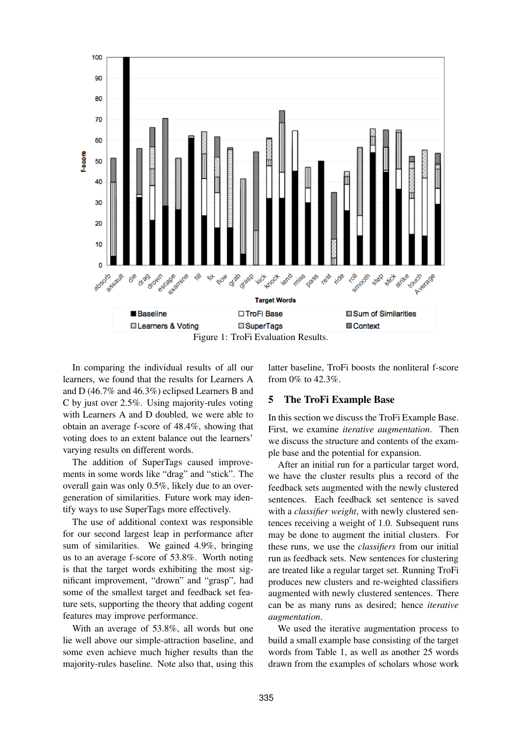Figure 1: TroFi Evaluation Results.

In comparing the individual results of all our learners, we found that the results for Learners A and D (46.7% and 46.3%) eclipsed Learners B and C by just over 2.5%. Using majority-rules voting with Learners A and D doubled, we were able to obtain an average f-score of 48.4%, showing that voting does to an extent balance out the learners' varying results on different words.

The addition of SuperTags caused improvements in some words like "drag" and "stick". The overall gain was only 0.5%, likely due to an overgeneration of similarities. Future work may identify ways to use SuperTags more effectively.

The use of additional context was responsible for our second largest leap in performance after sum of similarities. We gained 4.9%, bringing us to an average f-score of 53.8%. Worth noting is that the target words exhibiting the most significant improvement, "drown" and "grasp", had some of the smallest target and feedback set feature sets, supporting the theory that adding cogent features may improve performance.

With an average of 53.8%, all words but one lie well above our simple-attraction baseline, and some even achieve much higher results than the majority-rules baseline. Note also that, using this latter baseline, TroFi boosts the nonliteral f-score from 0% to 42.3%.

## 5 The TroFi Example Base

In this section we discuss the TroFi Example Base. First, we examine *iterative augmentation*. Then we discuss the structure and contents of the example base and the potential for expansion.

After an initial run for a particular target word, we have the cluster results plus a record of the feedback sets augmented with the newly clustered sentences. Each feedback set sentence is saved with a *classifier weight*, with newly clustered sentences receiving a weight of 1.0. Subsequent runs may be done to augment the initial clusters. For these runs, we use the *classifiers* from our initial run as feedback sets. New sentences for clustering are treated like a regular target set. Running TroFi produces new clusters and re-weighted classifiers augmented with newly clustered sentences. There can be as many runs as desired; hence *iterative augmentation*.

We used the iterative augmentation process to build a small example base consisting of the target words from Table 1, as well as another 25 words drawn from the examples of scholars whose work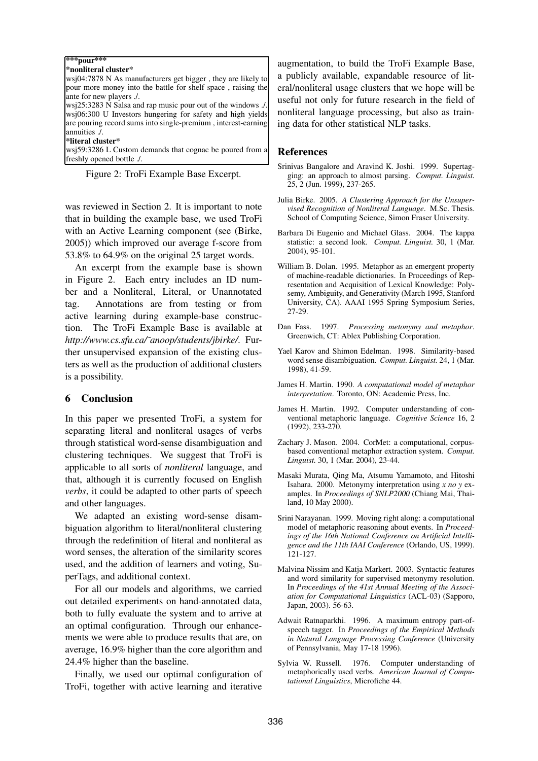***pour***
*nonliteral cluster*
wsj04:7878 N As manufacturers get bigger , they are likely to pour more money into the battle for shelf space , raising the ante for new players ./.
wsj25:3283 N Salsa and rap music pour out of the windows ./.
wsj06:300 U Investors hungering for safety and high yields are pouring record sums into single-premium , interest-earning annuities ./.
*literal cluster*
wsj59:3286 L Custom demands that cognac be poured from a freshly opened bottle ./.

Figure 2: TroFi Example Base Excerpt.

was reviewed in Section 2. It is important to note that in building the example base, we used TroFi with an Active Learning component (see (Birke, 2005)) which improved our average f-score from 53.8% to 64.9% on the original 25 target words.

An excerpt from the example base is shown in Figure 2. Each entry includes an ID number and a Nonliteral, Literal, or Unannotated tag. Annotations are from testing or from active learning during example-base construction. The TroFi Example Base is available at *http://www.cs.sfu.ca/˜anoop/students/jbirke/*. Further unsupervised expansion of the existing clusters as well as the production of additional clusters is a possibility.

## 6 Conclusion

In this paper we presented TroFi, a system for separating literal and nonliteral usages of verbs through statistical word-sense disambiguation and clustering techniques. We suggest that TroFi is applicable to all sorts of *nonliteral* language, and that, although it is currently focused on English *verbs*, it could be adapted to other parts of speech and other languages.

We adapted an existing word-sense disambiguation algorithm to literal/nonliteral clustering through the redefinition of literal and nonliteral as word senses, the alteration of the similarity scores used, and the addition of learners and voting, SuperTags, and additional context.

For all our models and algorithms, we carried out detailed experiments on hand-annotated data, both to fully evaluate the system and to arrive at an optimal configuration. Through our enhancements we were able to produce results that are, on average, 16.9% higher than the core algorithm and 24.4% higher than the baseline.

Finally, we used our optimal configuration of TroFi, together with active learning and iterative augmentation, to build the TroFi Example Base, a publicly available, expandable resource of literal/nonliteral usage clusters that we hope will be useful not only for future research in the field of nonliteral language processing, but also as training data for other statistical NLP tasks.

## References

Srinivas Bangalore and Aravind K. Joshi. 1999. Supertagging: an approach to almost parsing. *Comput. Linguist.* 25, 2 (Jun. 1999), 237-265.

Julia Birke. 2005. *A Clustering Approach for the Unsupervised Recognition of Nonliteral Language*. M.Sc. Thesis. School of Computing Science, Simon Fraser University.

Barbara Di Eugenio and Michael Glass. 2004. The kappa statistic: a second look. *Comput. Linguist.* 30, 1 (Mar. 2004), 95-101.

William B. Dolan. 1995. Metaphor as an emergent property of machine-readable dictionaries. In Proceedings of Representation and Acquisition of Lexical Knowledge: Polysemy, Ambiguity, and Generativity (March 1995, Stanford University, CA). AAAI 1995 Spring Symposium Series, 27-29.

Dan Fass. 1997. *Processing metonymy and metaphor*. Greenwich, CT: Ablex Publishing Corporation.

Yael Karov and Shimon Edelman. 1998. Similarity-based word sense disambiguation. *Comput. Linguist.* 24, 1 (Mar. 1998), 41-59.

James H. Martin. 1990. *A computational model of metaphor interpretation*. Toronto, ON: Academic Press, Inc.

James H. Martin. 1992. Computer understanding of conventional metaphoric language. *Cognitive Science* 16, 2 (1992), 233-270.

Zachary J. Mason. 2004. CorMet: a computational, corpus-based conventional metaphor extraction system. *Comput. Linguist.* 30, 1 (Mar. 2004), 23-44.

Masaki Murata, Qing Ma, Atsumu Yamamoto, and Hitoshi Isahara. 2000. Metonymy interpretation using *x no y* examples. In *Proceedings of SNLP2000* (Chiang Mai, Thailand, 10 May 2000).

Srini Narayanan. 1999. Moving right along: a computational model of metaphoric reasoning about events. In *Proceedings of the 16th National Conference on Artificial Intelligence and the 11th IAAI Conference* (Orlando, US, 1999). 121-127.

Malvina Nissim and Katja Markert. 2003. Syntactic features and word similarity for supervised metonymy resolution. In *Proceedings of the 41st Annual Meeting of the Association for Computational Linguistics* (ACL-03) (Sapporo, Japan, 2003). 56-63.

Adwait Ratnaparkhi. 1996. A maximum entropy part-of-speech tagger. In *Proceedings of the Empirical Methods in Natural Language Processing Conference* (University of Pennsylvania, May 17-18 1996).

Sylvia W. Russell. 1976. Computer understanding of metaphorically used verbs. *American Journal of Computational Linguistics*, Microfiche 44.